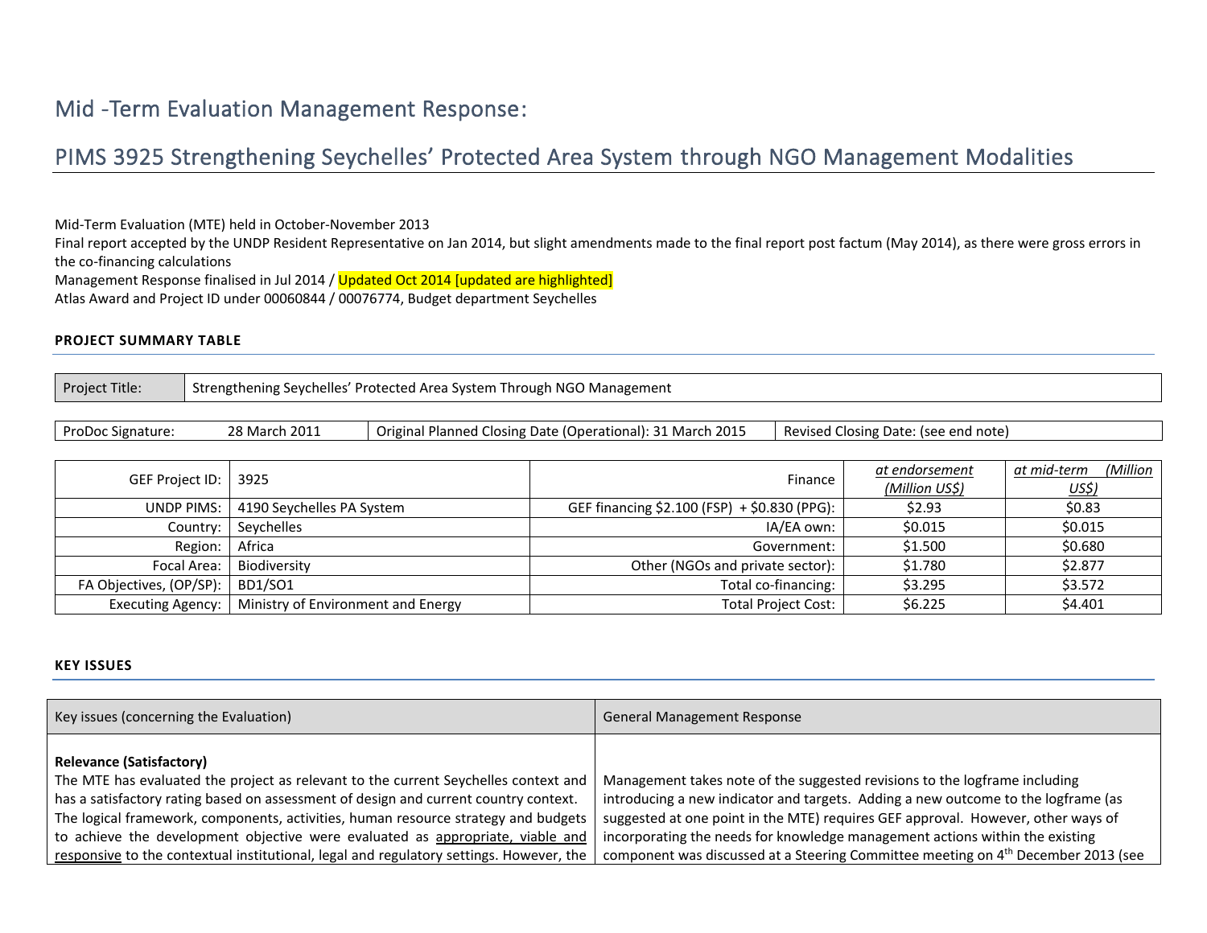# Mid -Term Evaluation Management Response:

# PIMS 3925 Strengthening Seychelles' Protected Area System through NGO Management Modalities

Mid-Term Evaluation (MTE) held in October-November 2013
Final report accepted by the UNDP Resident Representative on Jan 2014, but slight amendments made to the final report post factum (May 2014), as there were gross errors in the co-financing calculations
Management Response finalised in Jul 2014 / Updated Oct 2014 [updated are highlighted]
Atlas Award and Project ID under 00060844 / 00076774, Budget department Seychelles

## PROJECT SUMMARY TABLE

| Project Title: | Strengthening Seychelles' Protected Area System Through NGO Management |
|---|---|

| ProDoc Signature: 28 March 2011 | Original Planned Closing Date (Operational): 31 March 2015 | Revised Closing Date: (see end note) |
|---|---|---|

| GEF Project ID: | 3925 | Finance | *at endorsement (Million US$)* | *at mid-term (Million US$)* |
|---|---|---|---|---|
| UNDP PIMS: | 4190 Seychelles PA System | GEF financing $2.100 (FSP) + $0.830 (PPG): | $2.93 | $0.83 |
| Country: | Seychelles | IA/EA own: | $0.015 | $0.015 |
| Region: | Africa | Government: | $1.500 | $0.680 |
| Focal Area: | Biodiversity | Other (NGOs and private sector): | $1.780 | $2.877 |
| FA Objectives, (OP/SP): | BD1/SO1 | Total co-financing: | $3.295 | $3.572 |
| Executing Agency: | Ministry of Environment and Energy | Total Project Cost: | $6.225 | $4.401 |

## KEY ISSUES

| Key issues (concerning the Evaluation) | General Management Response |
|---|---|
| **Relevance (Satisfactory)**<br>The MTE has evaluated the project as relevant to the current Seychelles context and has a satisfactory rating based on assessment of design and current country context. The logical framework, components, activities, human resource strategy and budgets to achieve the development objective were evaluated as appropriate, viable and responsive to the contextual institutional, legal and regulatory settings. However, the | Management takes note of the suggested revisions to the logframe including introducing a new indicator and targets. Adding a new outcome to the logframe (as suggested at one point in the MTE) requires GEF approval. However, other ways of incorporating the needs for knowledge management actions within the existing component was discussed at a Steering Committee meeting on 4th December 2013 (see |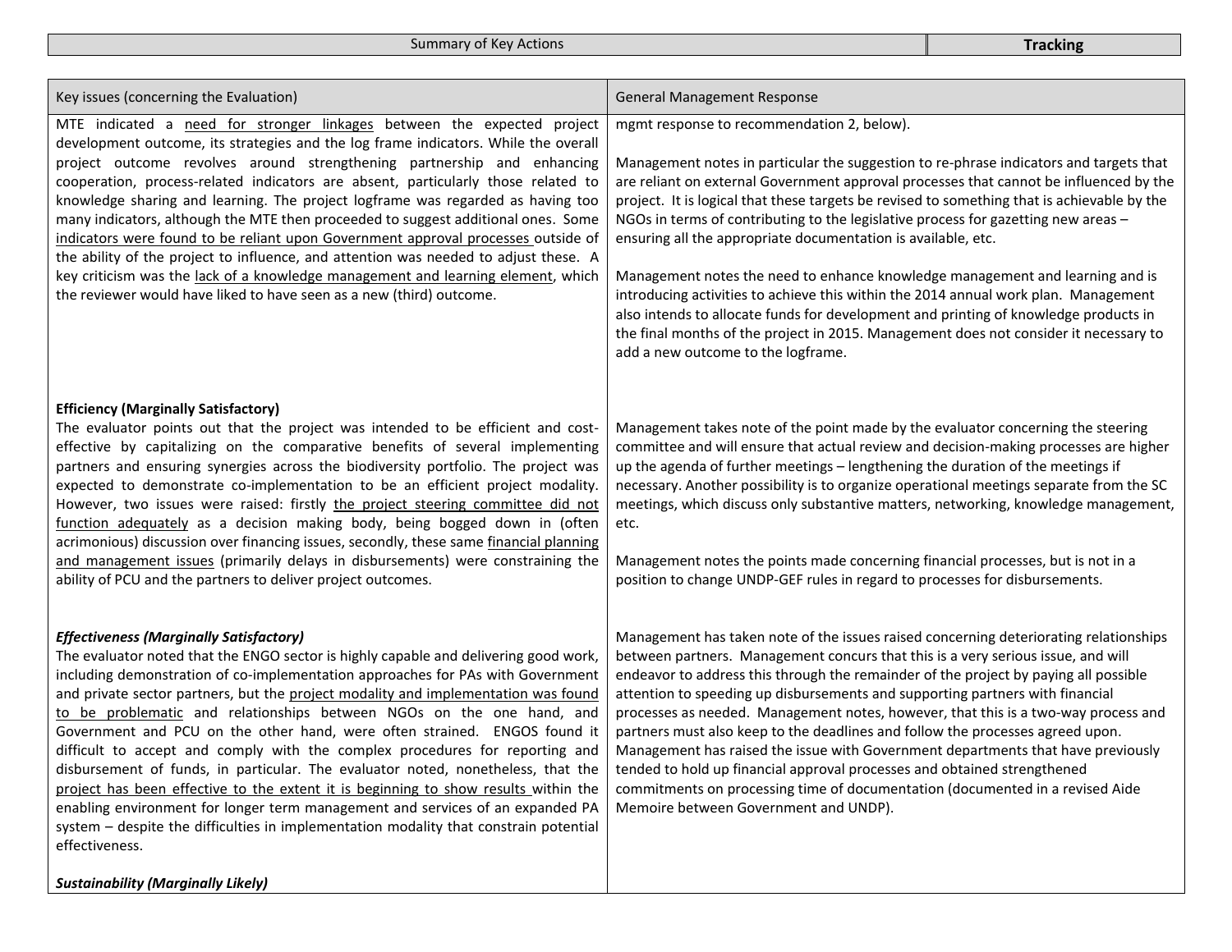| Summary of Key Actions | **Tracking** |
|---|---|

| Key issues (concerning the Evaluation) | General Management Response |
|---|---|
| MTE indicated a need for stronger linkages between the expected project development outcome, its strategies and the log frame indicators. While the overall project outcome revolves around strengthening partnership and enhancing cooperation, process-related indicators are absent, particularly those related to knowledge sharing and learning. The project logframe was regarded as having too many indicators, although the MTE then proceeded to suggest additional ones. Some indicators were found to be reliant upon Government approval processes outside of the ability of the project to influence, and attention was needed to adjust these. A key criticism was the lack of a knowledge management and learning element, which the reviewer would have liked to have seen as a new (third) outcome. | mgmt response to recommendation 2, below).<br><br>Management notes in particular the suggestion to re-phrase indicators and targets that are reliant on external Government approval processes that cannot be influenced by the project. It is logical that these targets be revised to something that is achievable by the NGOs in terms of contributing to the legislative process for gazetting new areas – ensuring all the appropriate documentation is available, etc.<br><br>Management notes the need to enhance knowledge management and learning and is introducing activities to achieve this within the 2014 annual work plan. Management also intends to allocate funds for development and printing of knowledge products in the final months of the project in 2015. Management does not consider it necessary to add a new outcome to the logframe. |
| **Efficiency (Marginally Satisfactory)**<br>The evaluator points out that the project was intended to be efficient and cost-effective by capitalizing on the comparative benefits of several implementing partners and ensuring synergies across the biodiversity portfolio. The project was expected to demonstrate co-implementation to be an efficient project modality. However, two issues were raised: firstly the project steering committee did not function adequately as a decision making body, being bogged down in (often acrimonious) discussion over financing issues, secondly, these same financial planning and management issues (primarily delays in disbursements) were constraining the ability of PCU and the partners to deliver project outcomes. | Management takes note of the point made by the evaluator concerning the steering committee and will ensure that actual review and decision-making processes are higher up the agenda of further meetings – lengthening the duration of the meetings if necessary. Another possibility is to organize operational meetings separate from the SC meetings, which discuss only substantive matters, networking, knowledge management, etc.<br><br>Management notes the points made concerning financial processes, but is not in a position to change UNDP-GEF rules in regard to processes for disbursements. |
| ***Effectiveness (Marginally Satisfactory)***<br>The evaluator noted that the ENGO sector is highly capable and delivering good work, including demonstration of co-implementation approaches for PAs with Government and private sector partners, but the project modality and implementation was found to be problematic and relationships between NGOs on the one hand, and Government and PCU on the other hand, were often strained. ENGOS found it difficult to accept and comply with the complex procedures for reporting and disbursement of funds, in particular. The evaluator noted, nonetheless, that the project has been effective to the extent it is beginning to show results within the enabling environment for longer term management and services of an expanded PA system – despite the difficulties in implementation modality that constrain potential effectiveness.<br><br>***Sustainability (Marginally Likely)*** | Management has taken note of the issues raised concerning deteriorating relationships between partners. Management concurs that this is a very serious issue, and will endeavor to address this through the remainder of the project by paying all possible attention to speeding up disbursements and supporting partners with financial processes as needed. Management notes, however, that this is a two-way process and partners must also keep to the deadlines and follow the processes agreed upon. Management has raised the issue with Government departments that have previously tended to hold up financial approval processes and obtained strengthened commitments on processing time of documentation (documented in a revised Aide Memoire between Government and UNDP). |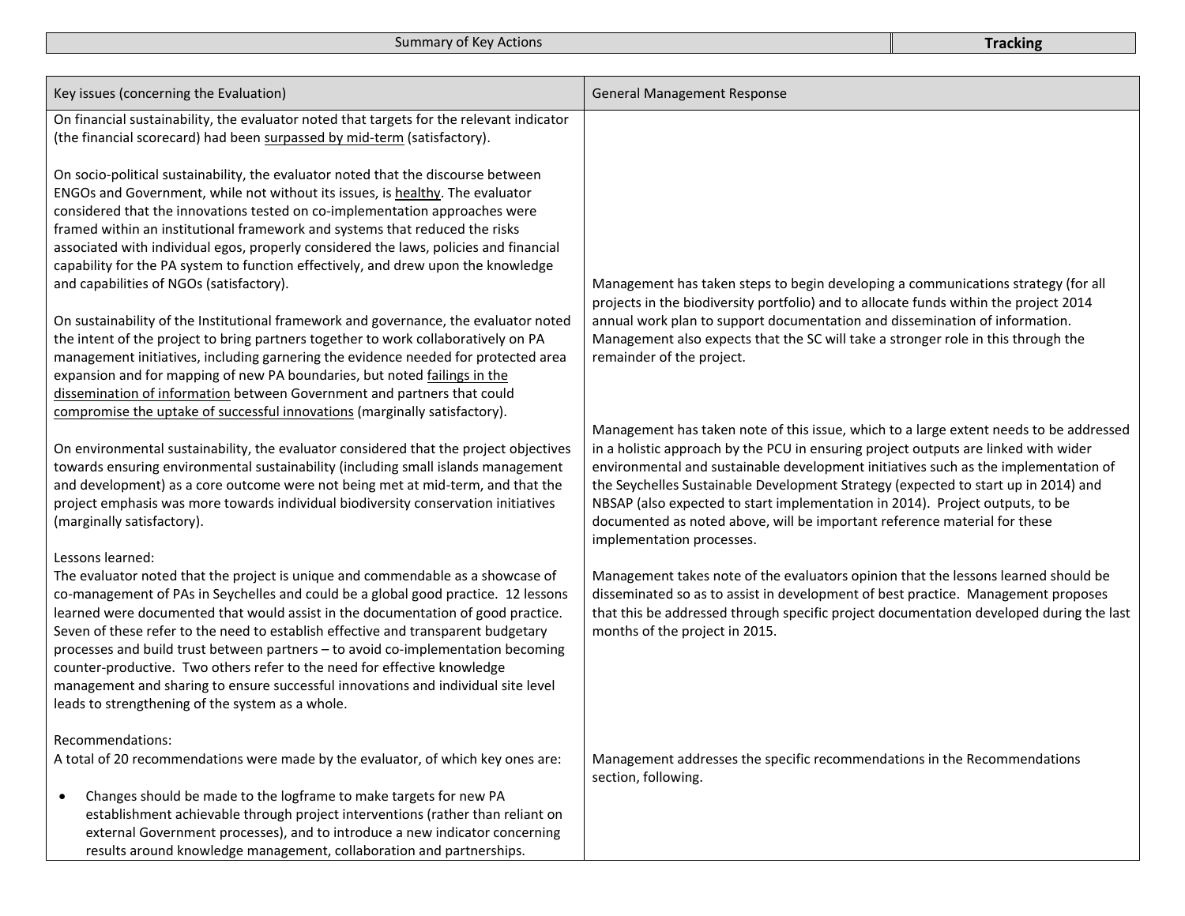| Summary of Key Actions | **Tracking** |
|---|---|

| Key issues (concerning the Evaluation) | General Management Response |
|---|---|
| On financial sustainability, the evaluator noted that targets for the relevant indicator (the financial scorecard) had been surpassed by mid-term (satisfactory).<br><br>On socio-political sustainability, the evaluator noted that the discourse between ENGOs and Government, while not without its issues, is healthy. The evaluator considered that the innovations tested on co-implementation approaches were framed within an institutional framework and systems that reduced the risks associated with individual egos, properly considered the laws, policies and financial capability for the PA system to function effectively, and drew upon the knowledge and capabilities of NGOs (satisfactory). | |
| On sustainability of the Institutional framework and governance, the evaluator noted the intent of the project to bring partners together to work collaboratively on PA management initiatives, including garnering the evidence needed for protected area expansion and for mapping of new PA boundaries, but noted failings in the dissemination of information between Government and partners that could compromise the uptake of successful innovations (marginally satisfactory). | Management has taken steps to begin developing a communications strategy (for all projects in the biodiversity portfolio) and to allocate funds within the project 2014 annual work plan to support documentation and dissemination of information. Management also expects that the SC will take a stronger role in this through the remainder of the project. |
| On environmental sustainability, the evaluator considered that the project objectives towards ensuring environmental sustainability (including small islands management and development) as a core outcome were not being met at mid-term, and that the project emphasis was more towards individual biodiversity conservation initiatives (marginally satisfactory). | Management has taken note of this issue, which to a large extent needs to be addressed in a holistic approach by the PCU in ensuring project outputs are linked with wider environmental and sustainable development initiatives such as the implementation of the Seychelles Sustainable Development Strategy (expected to start up in 2014) and NBSAP (also expected to start implementation in 2014). Project outputs, to be documented as noted above, will be important reference material for these implementation processes. |
| Lessons learned:<br>The evaluator noted that the project is unique and commendable as a showcase of co-management of PAs in Seychelles and could be a global good practice. 12 lessons learned were documented that would assist in the documentation of good practice. Seven of these refer to the need to establish effective and transparent budgetary processes and build trust between partners – to avoid co-implementation becoming counter-productive. Two others refer to the need for effective knowledge management and sharing to ensure successful innovations and individual site level leads to strengthening of the system as a whole. | Management takes note of the evaluators opinion that the lessons learned should be disseminated so as to assist in development of best practice. Management proposes that this be addressed through specific project documentation developed during the last months of the project in 2015. |
| Recommendations:<br>A total of 20 recommendations were made by the evaluator, of which key ones are:<br><br>• Changes should be made to the logframe to make targets for new PA establishment achievable through project interventions (rather than reliant on external Government processes), and to introduce a new indicator concerning results around knowledge management, collaboration and partnerships. | Management addresses the specific recommendations in the Recommendations section, following. |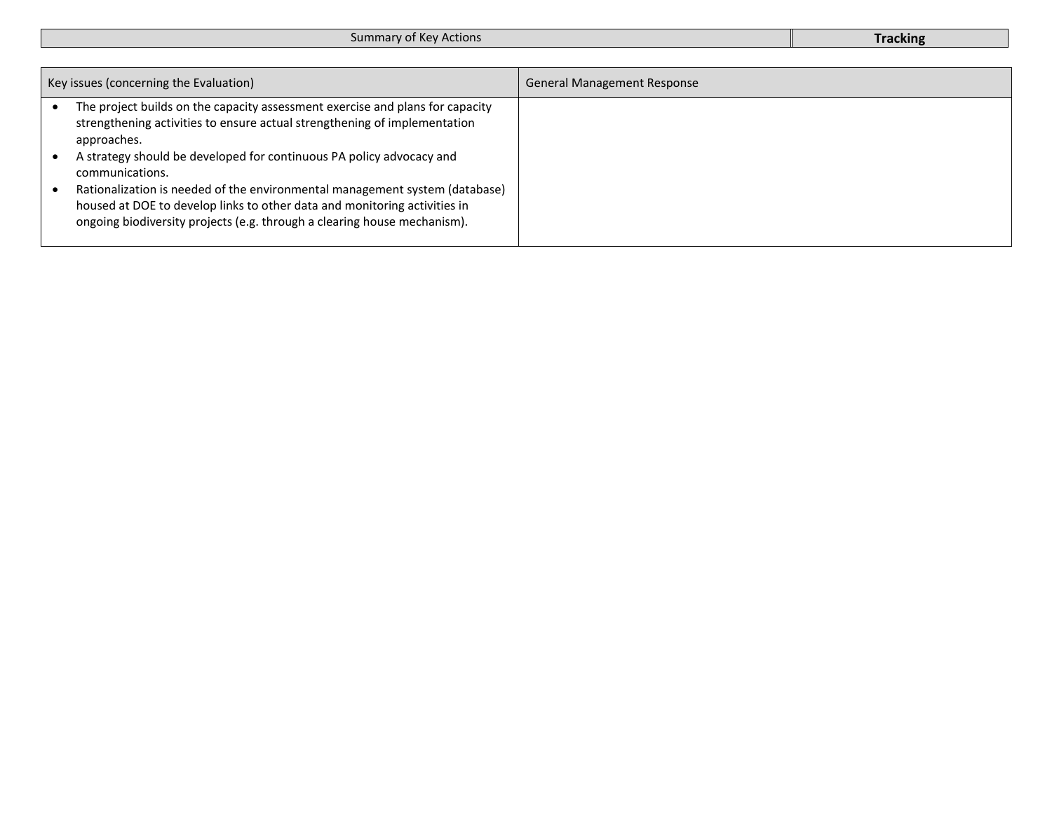| Summary of Key Actions | **Tracking** |
|---|---|

| Key issues (concerning the Evaluation) | General Management Response |
|---|---|
| • The project builds on the capacity assessment exercise and plans for capacity strengthening activities to ensure actual strengthening of implementation approaches.<br>• A strategy should be developed for continuous PA policy advocacy and communications.<br>• Rationalization is needed of the environmental management system (database) housed at DOE to develop links to other data and monitoring activities in ongoing biodiversity projects (e.g. through a clearing house mechanism). | |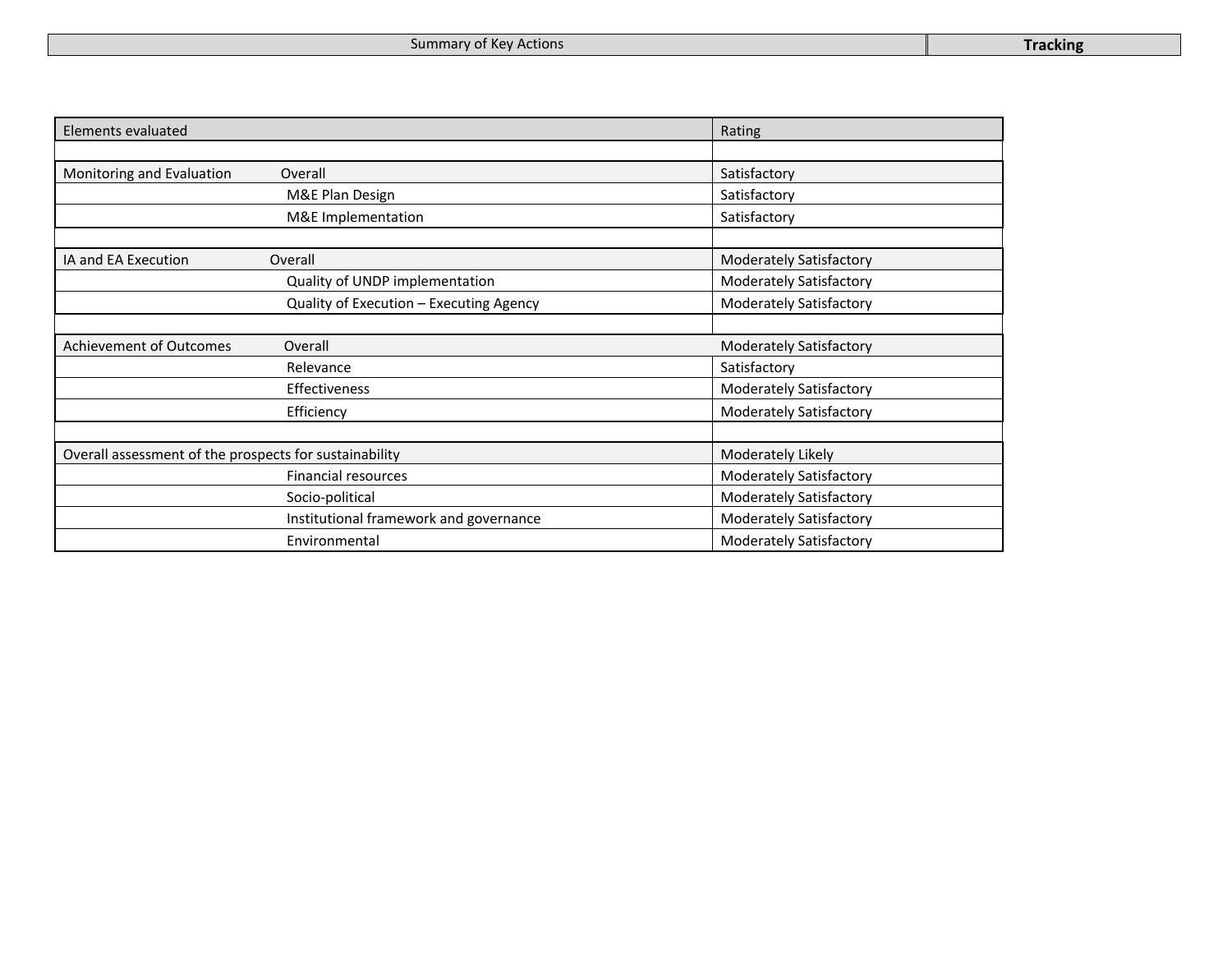| Summary of Key Actions | **Tracking** |
|---|---|

| Elements evaluated | | Rating |
|---|---|---|
| | | |
| Monitoring and Evaluation | Overall | Satisfactory |
| | M&E Plan Design | Satisfactory |
| | M&E Implementation | Satisfactory |
| | | |
| IA and EA Execution | Overall | Moderately Satisfactory |
| | Quality of UNDP implementation | Moderately Satisfactory |
| | Quality of Execution – Executing Agency | Moderately Satisfactory |
| | | |
| Achievement of Outcomes | Overall | Moderately Satisfactory |
| | Relevance | Satisfactory |
| | Effectiveness | Moderately Satisfactory |
| | Efficiency | Moderately Satisfactory |
| | | |
| Overall assessment of the prospects for sustainability | | Moderately Likely |
| | Financial resources | Moderately Satisfactory |
| | Socio-political | Moderately Satisfactory |
| | Institutional framework and governance | Moderately Satisfactory |
| | Environmental | Moderately Satisfactory |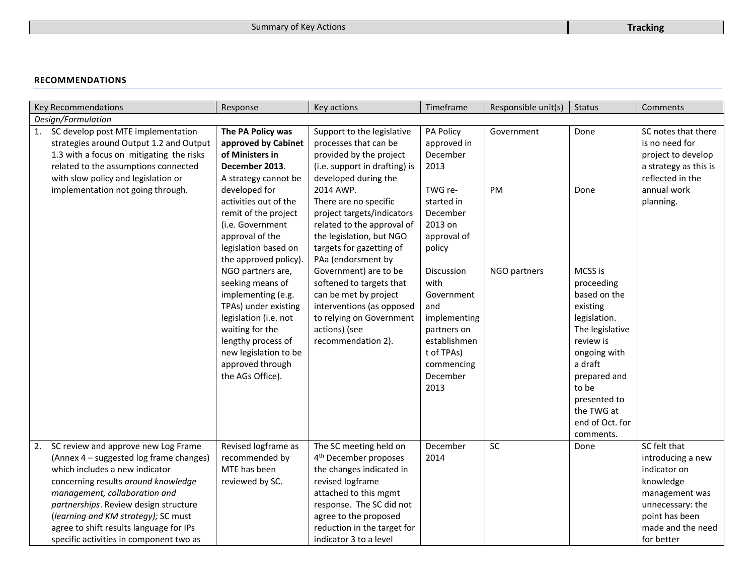| Summary of Key Actions | **Tracking** |
|---|---|

**RECOMMENDATIONS**

| Key Recommendations | Response | Key actions | Timeframe | Responsible unit(s) | Status | Comments |
|---|---|---|---|---|---|---|
| *Design/Formulation* | | | | | | |
| 1. SC develop post MTE implementation strategies around Output 1.2 and Output 1.3 with a focus on mitigating the risks related to the assumptions connected with slow policy and legislation or implementation not going through. | **The PA Policy was approved by Cabinet of Ministers in December 2013**. A strategy cannot be developed for activities out of the remit of the project (i.e. Government approval of the legislation based on the approved policy). NGO partners are, seeking means of implementing (e.g. TPAs) under existing legislation (i.e. not waiting for the lengthy process of new legislation to be approved through the AGs Office). | Support to the legislative processes that can be provided by the project (i.e. support in drafting) is developed during the 2014 AWP. There are no specific project targets/indicators related to the approval of the legislation, but NGO targets for gazetting of PAa (endorsment by Government) are to be softened to targets that can be met by project interventions (as opposed to relying on Government actions) (see recommendation 2). | PA Policy approved in December 2013<br><br>TWG re-started in December 2013 on approval of policy<br><br>Discussion with Government and implementing partners on establishment of TPAs) commencing December 2013 | Government<br><br>PM<br><br>NGO partners | Done<br><br>Done<br><br>MCSS is proceeding based on the existing legislation. The legislative review is ongoing with a draft prepared and to be presented to the TWG at end of Oct. for comments. | SC notes that there is no need for project to develop a strategy as this is reflected in the annual work planning. |
| 2. SC review and approve new Log Frame (Annex 4 – suggested log frame changes) which includes a new indicator concerning results *around knowledge management, collaboration and partnerships*. Review design structure (*learning and KM strategy);* SC must agree to shift results language for IPs specific activities in component two as | Revised logframe as recommended by MTE has been reviewed by SC. | The SC meeting held on 4th December proposes the changes indicated in revised logframe attached to this mgmt response. The SC did not agree to the proposed reduction in the target for indicator 3 to a level | December 2014 | SC | Done | SC felt that introducing a new indicator on knowledge management was unnecessary: the point has been made and the need for better |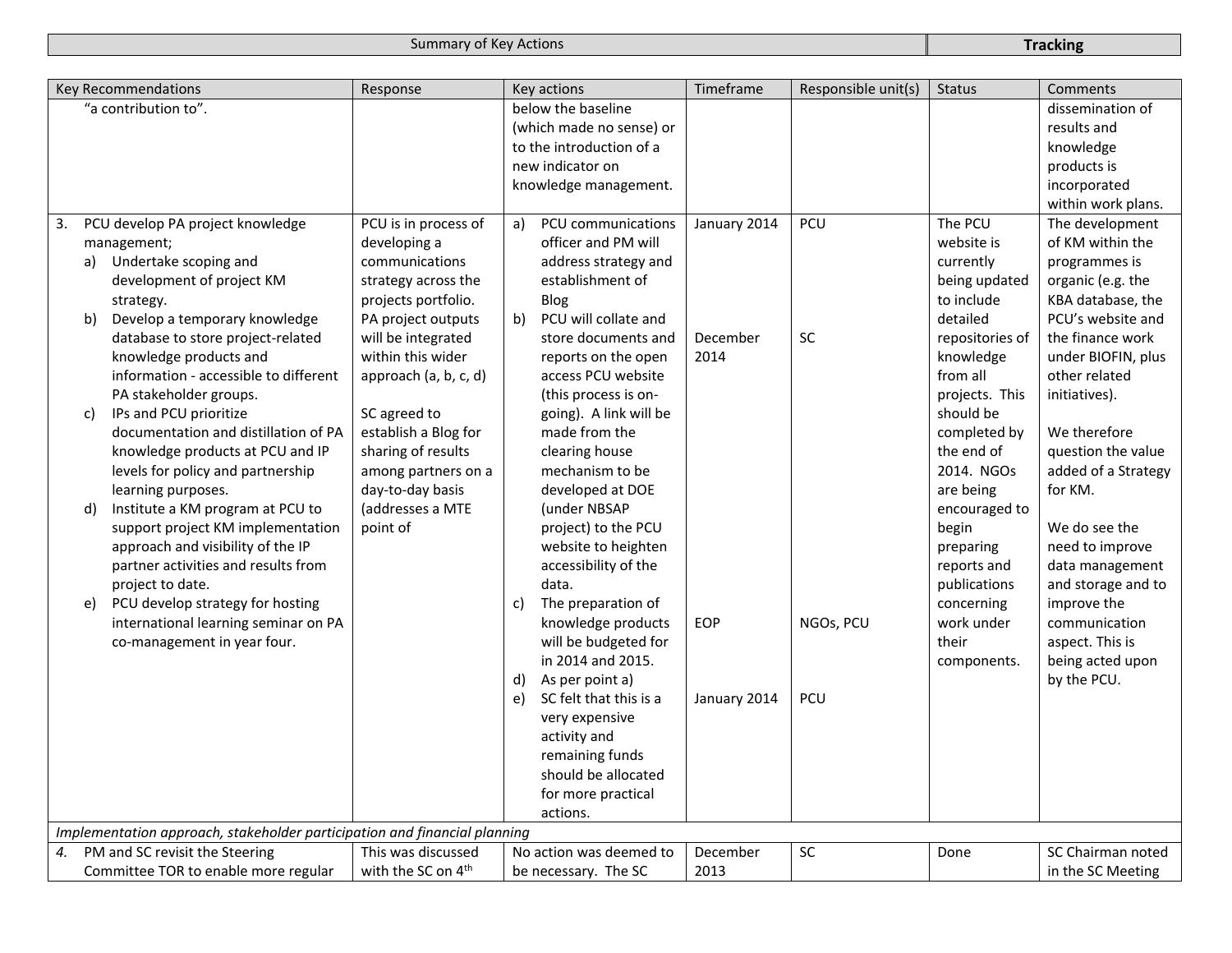| Summary of Key Actions | | | | | Tracking | |
|---|---|---|---|---|---|---|
| Key Recommendations | Response | Key actions | Timeframe | Responsible unit(s) | Status | Comments |
| "a contribution to". | | below the baseline (which made no sense) or to the introduction of a new indicator on knowledge management. | | | | dissemination of results and knowledge products is incorporated within work plans. |
| 3. PCU develop PA project knowledge management;<br>a) Undertake scoping and development of project KM strategy.<br>b) Develop a temporary knowledge database to store project-related knowledge products and information - accessible to different PA stakeholder groups.<br>c) IPs and PCU prioritize documentation and distillation of PA knowledge products at PCU and IP levels for policy and partnership learning purposes.<br>d) Institute a KM program at PCU to support project KM implementation approach and visibility of the IP partner activities and results from project to date.<br>e) PCU develop strategy for hosting international learning seminar on PA co-management in year four. | PCU is in process of developing a communications strategy across the projects portfolio. PA project outputs will be integrated within this wider approach (a, b, c, d)<br><br>SC agreed to establish a Blog for sharing of results among partners on a day-to-day basis (addresses a MTE point of | a) PCU communications officer and PM will address strategy and establishment of Blog<br>b) PCU will collate and store documents and reports on the open access PCU website (this process is on-going). A link will be made from the clearing house mechanism to be developed at DOE (under NBSAP project) to the PCU website to heighten accessibility of the data.<br>c) The preparation of knowledge products will be budgeted for in 2014 and 2015.<br>d) As per point a)<br>e) SC felt that this is a very expensive activity and remaining funds should be allocated for more practical actions. | January 2014<br><br>December 2014<br><br>EOP<br><br>January 2014 | PCU<br><br>SC<br><br>NGOs, PCU<br><br>PCU | The PCU website is currently being updated to include detailed repositories of knowledge from all projects. This should be completed by the end of 2014. NGOs are being encouraged to begin preparing reports and publications concerning work under their components. | The development of KM within the programmes is organic (e.g. the KBA database, the PCU's website and the finance work under BIOFIN, plus other related initiatives).<br><br>We therefore question the value added of a Strategy for KM.<br><br>We do see the need to improve data management and storage and to improve the communication aspect. This is being acted upon by the PCU. |
| *Implementation approach, stakeholder participation and financial planning* | | | | | | |
| *4.* PM and SC revisit the Steering Committee TOR to enable more regular | This was discussed with the SC on 4th | No action was deemed to be necessary. The SC | December 2013 | SC | Done | SC Chairman noted in the SC Meeting |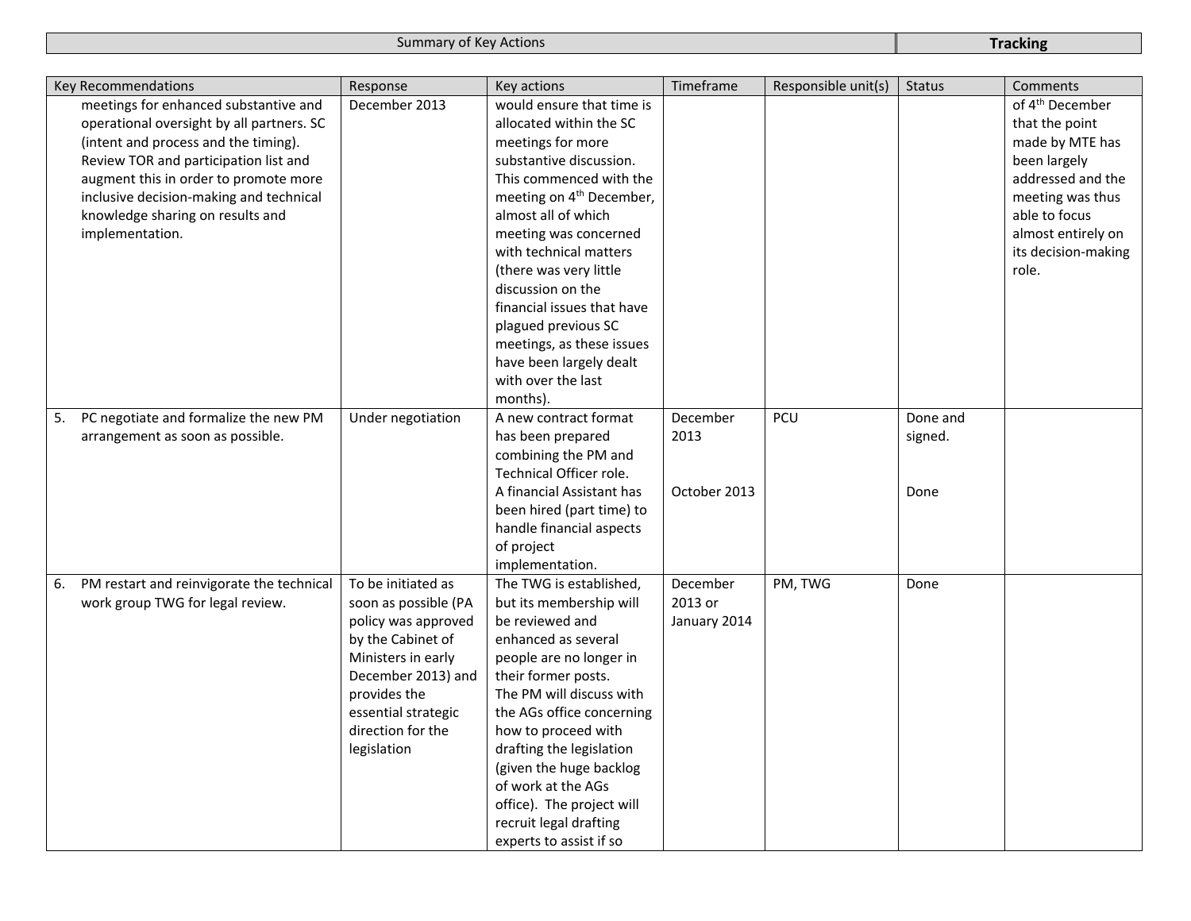| Summary of Key Actions | | | | | | Tracking |
|---|---|---|---|---|---|---|
| Key Recommendations | Response | Key actions | Timeframe | Responsible unit(s) | Status | Comments |
| meetings for enhanced substantive and operational oversight by all partners. SC (intent and process and the timing). Review TOR and participation list and augment this in order to promote more inclusive decision-making and technical knowledge sharing on results and implementation. | December 2013 | would ensure that time is allocated within the SC meetings for more substantive discussion. This commenced with the meeting on 4th December, almost all of which meeting was concerned with technical matters (there was very little discussion on the financial issues that have plagued previous SC meetings, as these issues have been largely dealt with over the last months). | | | | of 4th December that the point made by MTE has been largely addressed and the meeting was thus able to focus almost entirely on its decision-making role. |
| 5. PC negotiate and formalize the new PM arrangement as soon as possible. | Under negotiation | A new contract format has been prepared combining the PM and Technical Officer role.<br>A financial Assistant has been hired (part time) to handle financial aspects of project implementation. | December 2013<br><br>October 2013 | PCU | Done and signed.<br><br>Done | |
| 6. PM restart and reinvigorate the technical work group TWG for legal review. | To be initiated as soon as possible (PA policy was approved by the Cabinet of Ministers in early December 2013) and provides the essential strategic direction for the legislation | The TWG is established, but its membership will be reviewed and enhanced as several people are no longer in their former posts.<br>The PM will discuss with the AGs office concerning how to proceed with drafting the legislation (given the huge backlog of work at the AGs office). The project will recruit legal drafting experts to assist if so | December 2013 or January 2014 | PM, TWG | Done | |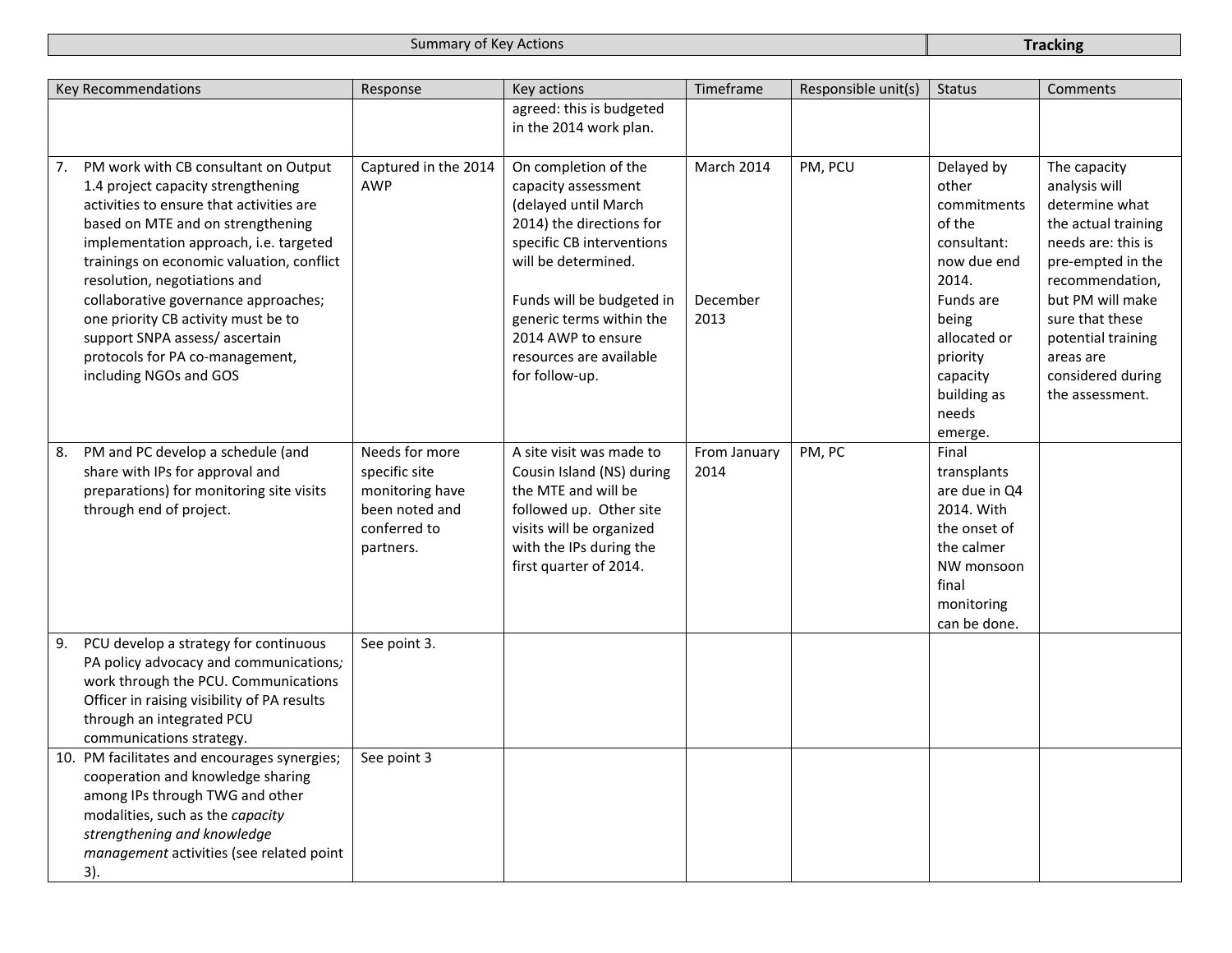| Summary of Key Actions | | | | | Tracking | |
|---|---|---|---|---|---|---|
| **Key Recommendations** | **Response** | **Key actions** | **Timeframe** | **Responsible unit(s)** | **Status** | **Comments** |
| | | agreed: this is budgeted in the 2014 work plan. | | | | |
| 7. PM work with CB consultant on Output 1.4 project capacity strengthening activities to ensure that activities are based on MTE and on strengthening implementation approach, i.e. targeted trainings on economic valuation, conflict resolution, negotiations and collaborative governance approaches; one priority CB activity must be to support SNPA assess/ ascertain protocols for PA co-management, including NGOs and GOS | Captured in the 2014 AWP | On completion of the capacity assessment (delayed until March 2014) the directions for specific CB interventions will be determined.<br><br>Funds will be budgeted in generic terms within the 2014 AWP to ensure resources are available for follow-up. | March 2014<br><br><br><br><br>December 2013 | PM, PCU | Delayed by other commitments of the consultant: now due end 2014.<br>Funds are being allocated or priority capacity building as needs emerge. | The capacity analysis will determine what the actual training needs are: this is pre-empted in the recommendation, but PM will make sure that these potential training areas are considered during the assessment. |
| 8. PM and PC develop a schedule (and share with IPs for approval and preparations) for monitoring site visits through end of project. | Needs for more specific site monitoring have been noted and conferred to partners. | A site visit was made to Cousin Island (NS) during the MTE and will be followed up. Other site visits will be organized with the IPs during the first quarter of 2014. | From January 2014 | PM, PC | Final transplants are due in Q4 2014. With the onset of the calmer NW monsoon final monitoring can be done. | |
| 9. PCU develop a strategy for continuous PA policy advocacy and communications*;* work through the PCU. Communications Officer in raising visibility of PA results through an integrated PCU communications strategy. | See point 3. | | | | | |
| 10. PM facilitates and encourages synergies; cooperation and knowledge sharing among IPs through TWG and other modalities, such as the *capacity strengthening and knowledge management* activities (see related point 3). | See point 3 | | | | | |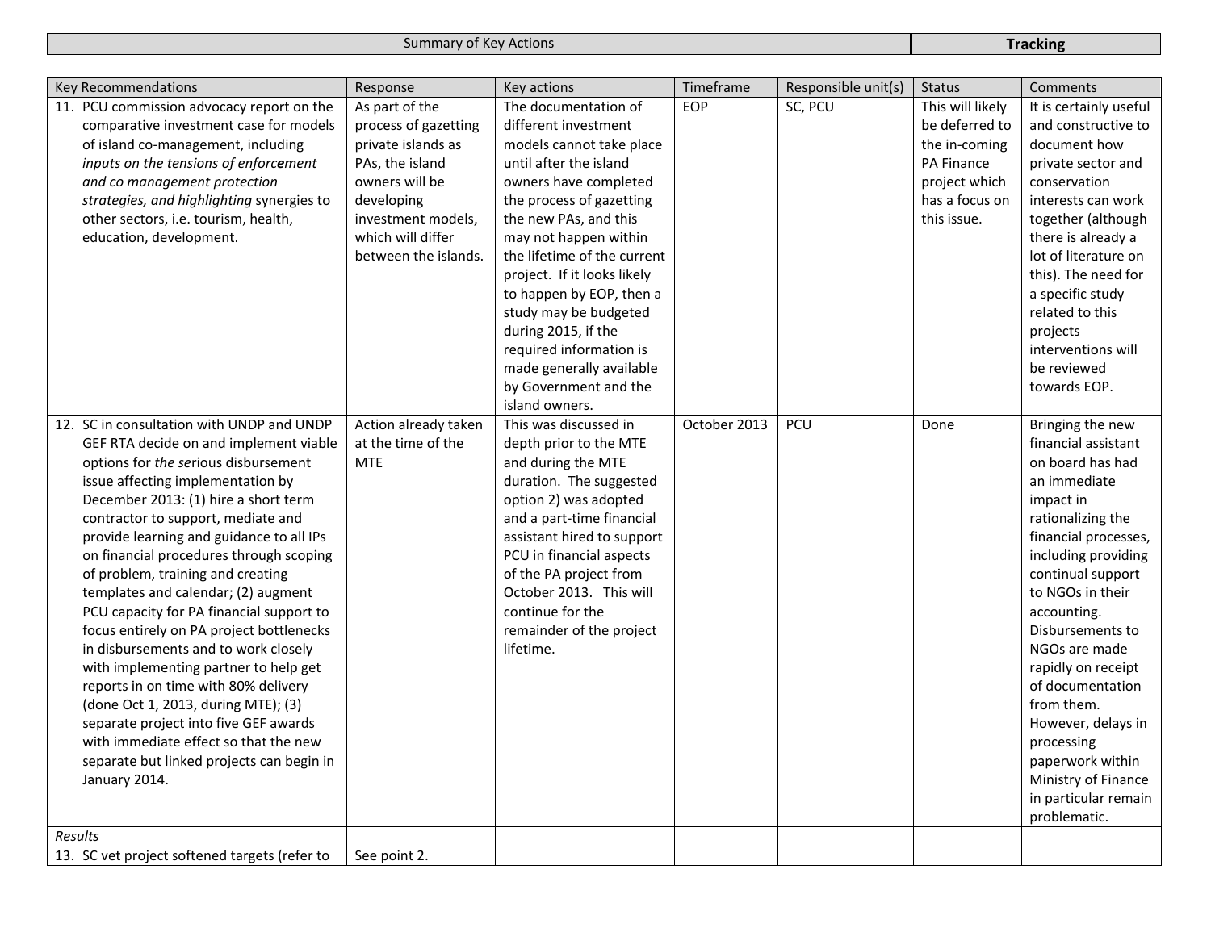| Summary of Key Actions | | | | | Tracking | |
|---|---|---|---|---|---|---|
| Key Recommendations | Response | Key actions | Timeframe | Responsible unit(s) | Status | Comments |
| 11. PCU commission advocacy report on the comparative investment case for models of island co-management, including *inputs on the tensions of enforcement and co management protection strategies, and highlighting* synergies to other sectors, i.e. tourism, health, education, development. | As part of the process of gazetting private islands as PAs, the island owners will be developing investment models, which will differ between the islands. | The documentation of different investment models cannot take place until after the island owners have completed the process of gazetting the new PAs, and this may not happen within the lifetime of the current project. If it looks likely to happen by EOP, then a study may be budgeted during 2015, if the required information is made generally available by Government and the island owners. | EOP | SC, PCU | This will likely be deferred to the in-coming PA Finance project which has a focus on this issue. | It is certainly useful and constructive to document how private sector and conservation interests can work together (although there is already a lot of literature on this). The need for a specific study related to this projects interventions will be reviewed towards EOP. |
| 12. SC in consultation with UNDP and UNDP GEF RTA decide on and implement viable options for *the se*rious disbursement issue affecting implementation by December 2013: (1) hire a short term contractor to support, mediate and provide learning and guidance to all IPs on financial procedures through scoping of problem, training and creating templates and calendar; (2) augment PCU capacity for PA financial support to focus entirely on PA project bottlenecks in disbursements and to work closely with implementing partner to help get reports in on time with 80% delivery (done Oct 1, 2013, during MTE); (3) separate project into five GEF awards with immediate effect so that the new separate but linked projects can begin in January 2014. | Action already taken at the time of the MTE | This was discussed in depth prior to the MTE and during the MTE duration. The suggested option 2) was adopted and a part-time financial assistant hired to support PCU in financial aspects of the PA project from October 2013. This will continue for the remainder of the project lifetime. | October 2013 | PCU | Done | Bringing the new financial assistant on board has had an immediate impact in rationalizing the financial processes, including providing continual support to NGOs in their accounting. Disbursements to NGOs are made rapidly on receipt of documentation from them. However, delays in processing paperwork within Ministry of Finance in particular remain problematic. |
| *Results* | | | | | | |
| 13. SC vet project softened targets (refer to | See point 2. | | | | | |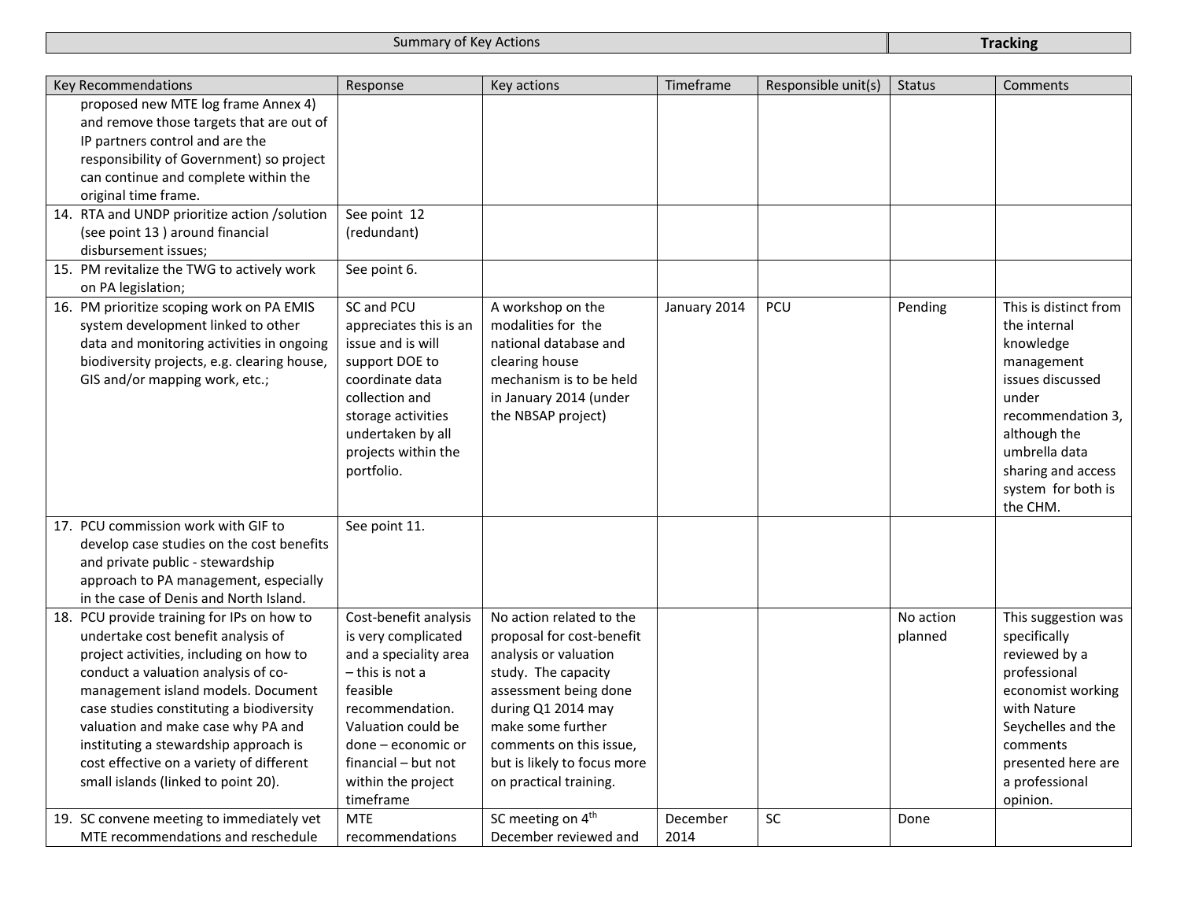| Summary of Key Actions | | | | | Tracking | |
|---|---|---|---|---|---|---|

| Key Recommendations | Response | Key actions | Timeframe | Responsible unit(s) | Status | Comments |
|---|---|---|---|---|---|---|
| proposed new MTE log frame Annex 4) and remove those targets that are out of IP partners control and are the responsibility of Government) so project can continue and complete within the original time frame. | | | | | | |
| 14. RTA and UNDP prioritize action /solution (see point 13 ) around financial disbursement issues; | See point 12 (redundant) | | | | | |
| 15. PM revitalize the TWG to actively work on PA legislation; | See point 6. | | | | | |
| 16. PM prioritize scoping work on PA EMIS system development linked to other data and monitoring activities in ongoing biodiversity projects, e.g. clearing house, GIS and/or mapping work, etc.; | SC and PCU appreciates this is an issue and is will support DOE to coordinate data collection and storage activities undertaken by all projects within the portfolio. | A workshop on the modalities for the national database and clearing house mechanism is to be held in January 2014 (under the NBSAP project) | January 2014 | PCU | Pending | This is distinct from the internal knowledge management issues discussed under recommendation 3, although the umbrella data sharing and access system for both is the CHM. |
| 17. PCU commission work with GIF to develop case studies on the cost benefits and private public - stewardship approach to PA management, especially in the case of Denis and North Island. | See point 11. | | | | | |
| 18. PCU provide training for IPs on how to undertake cost benefit analysis of project activities, including on how to conduct a valuation analysis of co-management island models. Document case studies constituting a biodiversity valuation and make case why PA and instituting a stewardship approach is cost effective on a variety of different small islands (linked to point 20). | Cost-benefit analysis is very complicated and a speciality area – this is not a feasible recommendation. Valuation could be done – economic or financial – but not within the project timeframe | No action related to the proposal for cost-benefit analysis or valuation study. The capacity assessment being done during Q1 2014 may make some further comments on this issue, but is likely to focus more on practical training. | | | No action planned | This suggestion was specifically reviewed by a professional economist working with Nature Seychelles and the comments presented here are a professional opinion. |
| 19. SC convene meeting to immediately vet MTE recommendations and reschedule | MTE recommendations | SC meeting on 4th December reviewed and | December 2014 | SC | Done | |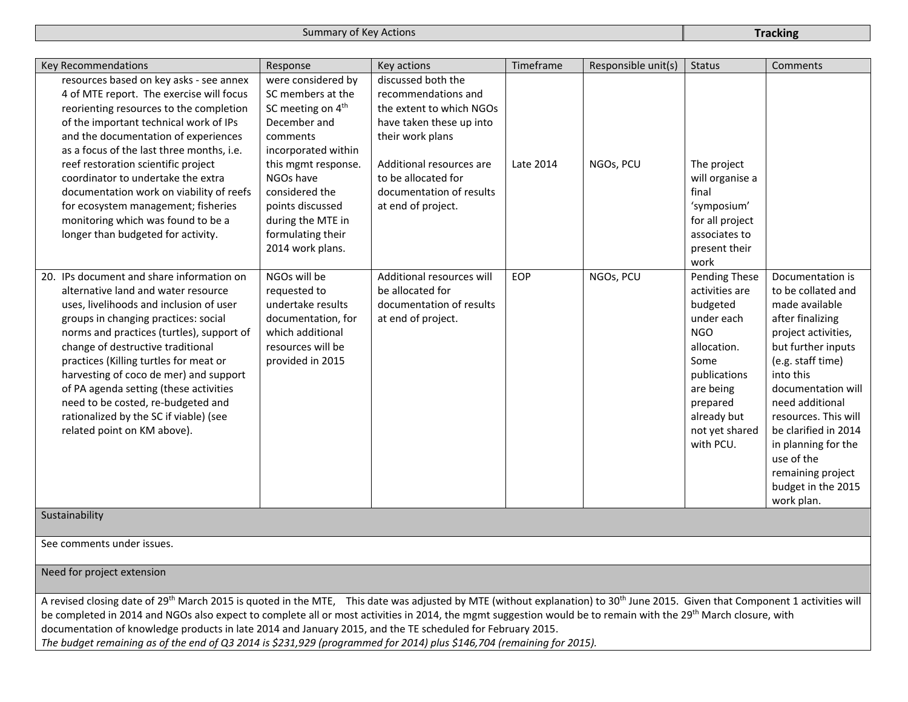| Summary of Key Actions | Tracking |
|---|---|

| Key Recommendations | Response | Key actions | Timeframe | Responsible unit(s) | Status | Comments |
|---|---|---|---|---|---|---|
| resources based on key asks - see annex 4 of MTE report. The exercise will focus reorienting resources to the completion of the important technical work of IPs and the documentation of experiences as a focus of the last three months, i.e. reef restoration scientific project coordinator to undertake the extra documentation work on viability of reefs for ecosystem management; fisheries monitoring which was found to be a longer than budgeted for activity. | were considered by SC members at the SC meeting on 4th December and comments incorporated within this mgmt response. NGOs have considered the points discussed during the MTE in formulating their 2014 work plans. | discussed both the recommendations and the extent to which NGOs have taken these up into their work plans<br><br>Additional resources are to be allocated for documentation of results at end of project. | Late 2014 | NGOs, PCU | The project will organise a final 'symposium' for all project associates to present their work | |
| 20. IPs document and share information on alternative land and water resource uses, livelihoods and inclusion of user groups in changing practices: social norms and practices (turtles), support of change of destructive traditional practices (Killing turtles for meat or harvesting of coco de mer) and support of PA agenda setting (these activities need to be costed, re-budgeted and rationalized by the SC if viable) (see related point on KM above). | NGOs will be requested to undertake results documentation, for which additional resources will be provided in 2015 | Additional resources will be allocated for documentation of results at end of project. | EOP | NGOs, PCU | Pending These activities are budgeted under each NGO allocation. Some publications are being prepared already but not yet shared with PCU. | Documentation is to be collated and made available after finalizing project activities, but further inputs (e.g. staff time) into this documentation will need additional resources. This will be clarified in 2014 in planning for the use of the remaining project budget in the 2015 work plan. |
| **Sustainability** | | | | | | |
| See comments under issues. | | | | | | |
| **Need for project extension** | | | | | | |
| A revised closing date of 29th March 2015 is quoted in the MTE, This date was adjusted by MTE (without explanation) to 30th June 2015. Given that Component 1 activities will be completed in 2014 and NGOs also expect to complete all or most activities in 2014, the mgmt suggestion would be to remain with the 29th March closure, with documentation of knowledge products in late 2014 and January 2015, and the TE scheduled for February 2015.<br>*The budget remaining as of the end of Q3 2014 is $231,929 (programmed for 2014) plus $146,704 (remaining for 2015).* | | | | | | |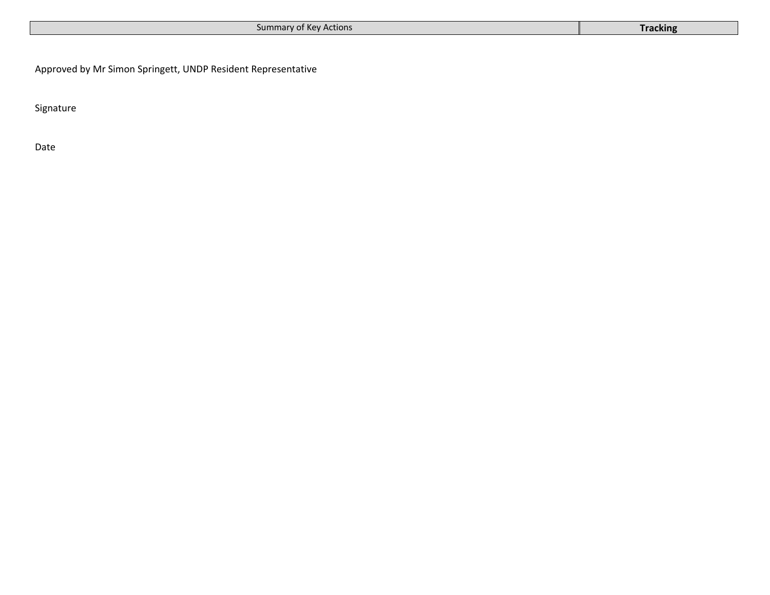| Summary of Key Actions | **Tracking** |
| --- | --- |

Approved by Mr Simon Springett, UNDP Resident Representative

Signature

Date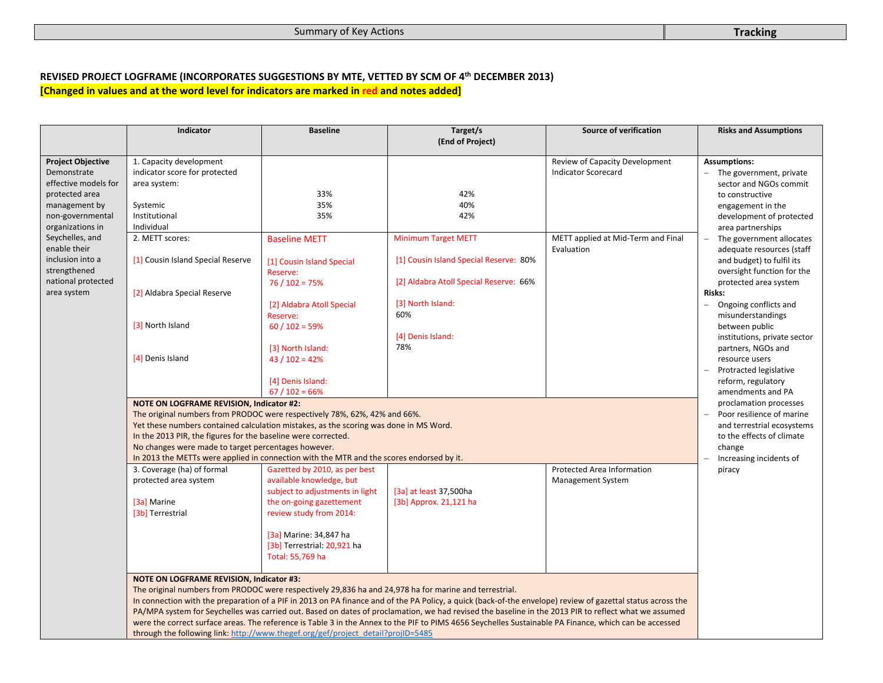**REVISED PROJECT LOGFRAME (INCORPORATES SUGGESTIONS BY MTE, VETTED BY SCM OF 4th DECEMBER 2013)**

**[Changed in values and at the word level for indicators are marked in red and notes added]**

| | Indicator | Baseline | Target/s (End of Project) | Source of verification | Risks and Assumptions |
|---|---|---|---|---|---|
| **Project Objective** Demonstrate effective models for protected area management by non-governmental organizations in Seychelles, and enable their inclusion into a strengthened national protected area system | 1. Capacity development indicator score for protected area system: Systemic / Institutional / Individual | 33% / 35% / 35% | 42% / 40% / 42% | Review of Capacity Development Indicator Scorecard | **Assumptions:** – The government, private sector and NGOs commit to constructive engagement in the development of protected area partnerships – The government allocates adequate resources (staff and budget) to fulfil its oversight function for the protected area system **Risks:** – Ongoing conflicts and misunderstandings between public institutions, private sector partners, NGOs and resource users – Protracted legislative reform, regulatory amendments and PA proclamation processes – Poor resilience of marine and terrestrial ecosystems to the effects of climate change – Increasing incidents of piracy |
| | 2. METT scores: [1] Cousin Island Special Reserve [2] Aldabra Special Reserve [3] North Island [4] Denis Island | Baseline METT [1] Cousin Island Special Reserve: 76 / 102 = 75% [2] Aldabra Atoll Special Reserve: 60 / 102 = 59% [3] North Island: 43 / 102 = 42% [4] Denis Island: 67 / 102 = 66% | Minimum Target METT [1] Cousin Island Special Reserve: 80% [2] Aldabra Atoll Special Reserve: 66% [3] North Island: 60% [4] Denis Island: 78% | METT applied at Mid-Term and Final Evaluation | |
| | **NOTE ON LOGFRAME REVISION, Indicator #2:** The original numbers from PRODOC were respectively 78%, 62%, 42% and 66%. Yet these numbers contained calculation mistakes, as the scoring was done in MS Word. In the 2013 PIR, the figures for the baseline were corrected. No changes were made to target percentages however. In 2013 the METTs were applied in connection with the MTR and the scores endorsed by it. | | | | |
| | 3. Coverage (ha) of formal protected area system [3a] Marine [3b] Terrestrial | Gazetted by 2010, as per best available knowledge, but subject to adjustments in light the on-going gazettement review study from 2014: [3a] Marine: 34,847 ha [3b] Terrestrial: 20,921 ha Total: 55,769 ha | [3a] at least 37,500ha [3b] Approx. 21,121 ha | Protected Area Information Management System | |
| | **NOTE ON LOGFRAME REVISION, Indicator #3:** The original numbers from PRODOC were respectively 29,836 ha and 24,978 ha for marine and terrestrial. In connection with the preparation of a PIF in 2013 on PA finance and of the PA Policy, a quick (back-of-the envelope) review of gazettal status across the PA/MPA system for Seychelles was carried out. Based on dates of proclamation, we had revised the baseline in the 2013 PIR to reflect what we assumed were the correct surface areas. The reference is Table 3 in the Annex to the PIF to PIMS 4656 Seychelles Sustainable PA Finance, which can be accessed through the following link: http://www.thegef.org/gef/project_detail?projID=5485 | | | | |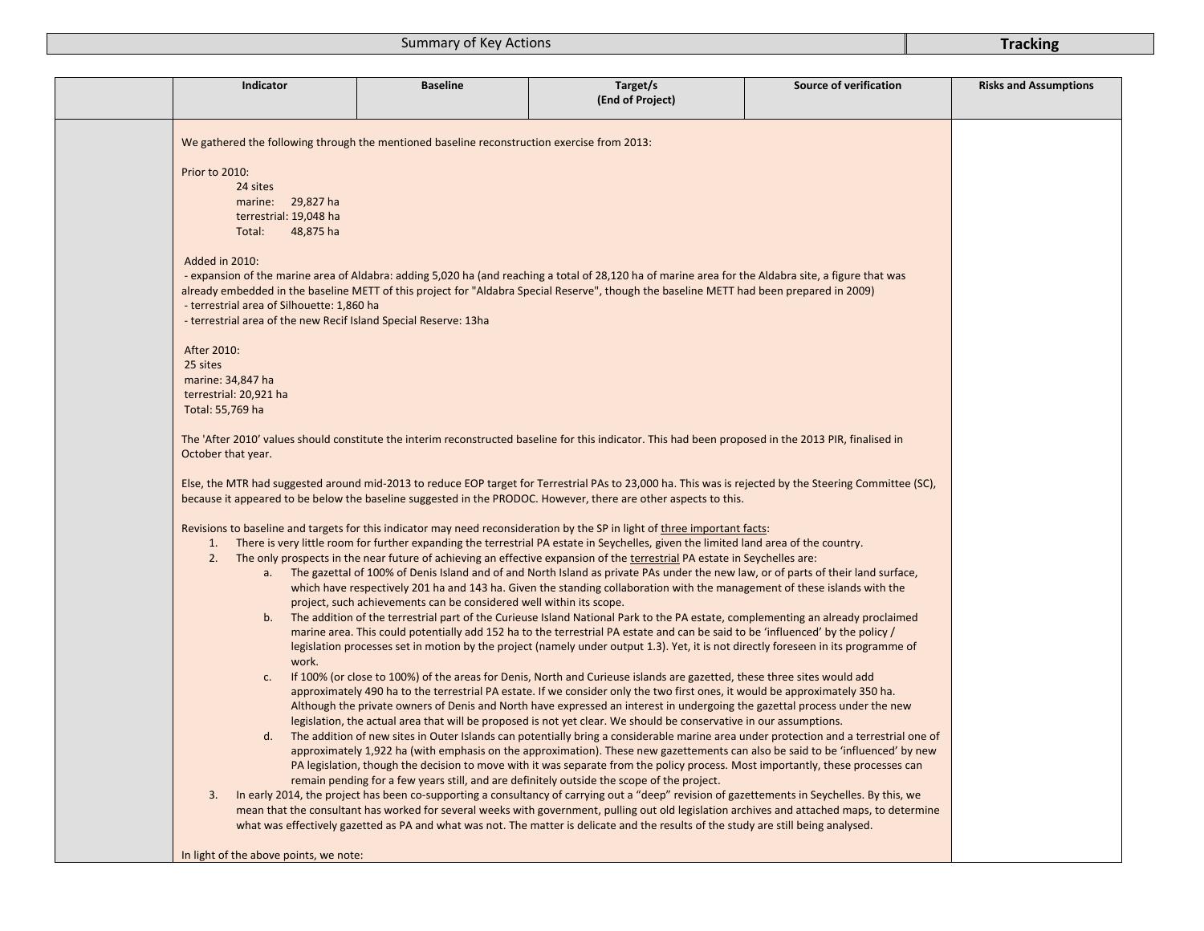| Summary of Key Actions | Tracking |
|---|---|

| | Indicator | Baseline | Target/s (End of Project) | Source of verification | Risks and Assumptions |
|---|---|---|---|---|---|
| | We gathered the following through the mentioned baseline reconstruction exercise from 2013:<br><br>Prior to 2010:<br>24 sites<br>marine: 29,827 ha<br>terrestrial: 19,048 ha<br>Total: 48,875 ha<br><br>Added in 2010:<br>- expansion of the marine area of Aldabra: adding 5,020 ha (and reaching a total of 28,120 ha of marine area for the Aldabra site, a figure that was already embedded in the baseline METT of this project for "Aldabra Special Reserve", though the baseline METT had been prepared in 2009)<br>- terrestrial area of Silhouette: 1,860 ha<br>- terrestrial area of the new Recif Island Special Reserve: 13ha<br><br>After 2010:<br>25 sites<br>marine: 34,847 ha<br>terrestrial: 20,921 ha<br>Total: 55,769 ha<br><br>The 'After 2010' values should constitute the interim reconstructed baseline for this indicator. This had been proposed in the 2013 PIR, finalised in October that year.<br><br>Else, the MTR had suggested around mid-2013 to reduce EOP target for Terrestrial PAs to 23,000 ha. This was is rejected by the Steering Committee (SC), because it appeared to be below the baseline suggested in the PRODOC. However, there are other aspects to this.<br><br>Revisions to baseline and targets for this indicator may need reconsideration by the SP in light of three important facts:<br>1. There is very little room for further expanding the terrestrial PA estate in Seychelles, given the limited land area of the country.<br>2. The only prospects in the near future of achieving an effective expansion of the terrestrial PA estate in Seychelles are:<br>a. The gazettal of 100% of Denis Island and of and North Island as private PAs under the new law, or of parts of their land surface, which have respectively 201 ha and 143 ha. Given the standing collaboration with the management of these islands with the project, such achievements can be considered well within its scope.<br>b. The addition of the terrestrial part of the Curieuse Island National Park to the PA estate, complementing an already proclaimed marine area. This could potentially add 152 ha to the terrestrial PA estate and can be said to be 'influenced' by the policy / legislation processes set in motion by the project (namely under output 1.3). Yet, it is not directly foreseen in its programme of work.<br>c. If 100% (or close to 100%) of the areas for Denis, North and Curieuse islands are gazetted, these three sites would add approximately 490 ha to the terrestrial PA estate. If we consider only the two first ones, it would be approximately 350 ha. Although the private owners of Denis and North have expressed an interest in undergoing the gazettal process under the new legislation, the actual area that will be proposed is not yet clear. We should be conservative in our assumptions.<br>d. The addition of new sites in Outer Islands can potentially bring a considerable marine area under protection and a terrestrial one of approximately 1,922 ha (with emphasis on the approximation). These new gazettements can also be said to be 'influenced' by new PA legislation, though the decision to move with it was separate from the policy process. Most importantly, these processes can remain pending for a few years still, and are definitely outside the scope of the project.<br>3. In early 2014, the project has been co-supporting a consultancy of carrying out a "deep" revision of gazettements in Seychelles. By this, we mean that the consultant has worked for several weeks with government, pulling out old legislation archives and attached maps, to determine what was effectively gazetted as PA and what was not. The matter is delicate and the results of the study are still being analysed.<br><br>In light of the above points, we note: | | | | |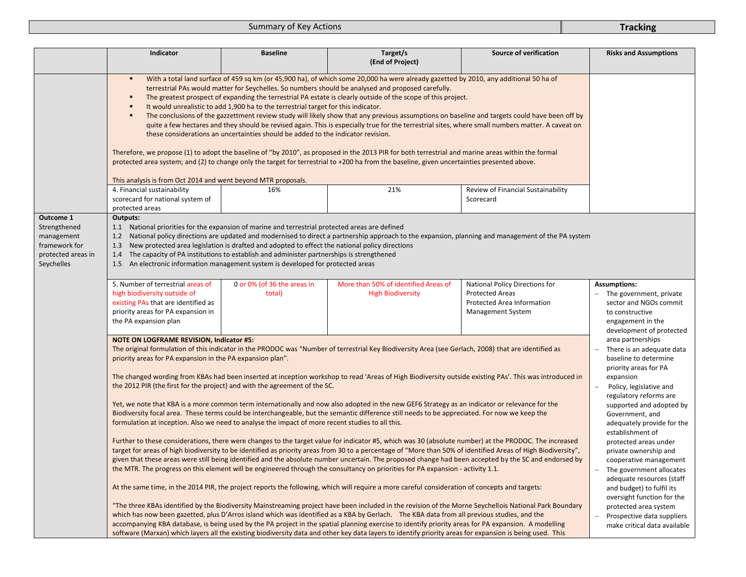| Summary of Key Actions | Tracking |
|---|---|

| | Indicator | Baseline | Target/s (End of Project) | Source of verification | Risks and Assumptions |
|---|---|---|---|---|---|
| | ▪ With a total land surface of 459 sq km (or 45,900 ha), of which some 20,000 ha were already gazetted by 2010, any additional 50 ha of terrestrial PAs would matter for Seychelles. So numbers should be analysed and proposed carefully.<br>▪ The greatest prospect of expanding the terrestrial PA estate is clearly outside of the scope of this project.<br>▪ It would unrealistic to add 1,900 ha to the terrestrial target for this indicator.<br>▪ The conclusions of the gazzettment review study will likely show that any previous assumptions on baseline and targets could have been off by quite a few hectares and they should be revised again. This is especially true for the terrestrial sites, where small numbers matter. A caveat on these considerations an uncertainties should be added to the indicator revision.<br><br>Therefore, we propose (1) to adopt the baseline of "by 2010", as proposed in the 2013 PIR for both terrestrial and marine areas within the formal protected area system; and (2) to change only the target for terrestrial to +200 ha from the baseline, given uncertainties presented above.<br><br>This analysis is from Oct 2014 and went beyond MTR proposals. | | | | |
| | 4. Financial sustainability scorecard for national system of protected areas | 16% | 21% | Review of Financial Sustainability Scorecard | |
| **Outcome 1** Strengthened management framework for protected areas in Seychelles | **Outputs:**<br>1.1 National priorities for the expansion of marine and terrestrial protected areas are defined<br>1.2 National policy directions are updated and modernised to direct a partnership approach to the expansion, planning and management of the PA system<br>1.3 New protected area legislation is drafted and adopted to effect the national policy directions<br>1.4 The capacity of PA institutions to establish and administer partnerships is strengthened<br>1.5 An electronic information management system is developed for protected areas | | | | |
| | 5. Number of terrestrial areas of high biodiversity outside of existing PAs that are identified as priority areas for PA expansion in the PA expansion plan | 0 or 0% (of 36 the areas in total) | More than 50% of identified Areas of High Biodiversity | National Policy Directions for Protected Areas<br>Protected Area Information Management System | **Assumptions:**<br>– The government, private sector and NGOs commit to constructive engagement in the development of protected area partnerships<br>– There is an adequate data baseline to determine priority areas for PA expansion<br>– Policy, legislative and regulatory reforms are supported and adopted by Government, and adequately provide for the establishment of protected areas under private ownership and cooperative management<br>– The government allocates adequate resources (staff and budget) to fulfil its oversight function for the protected area system<br>– Prospective data suppliers make critical data available |
| | **NOTE ON LOGFRAME REVISION, Indicator #5:**<br>The original formulation of this indicator in the PRODOC was "Number of terrestrial Key Biodiversity Area (see Gerlach, 2008) that are identified as priority areas for PA expansion in the PA expansion plan".<br><br>The changed wording from KBAs had been inserted at inception workshop to read 'Areas of High Biodiversity outside existing PAs'. This was introduced in the 2012 PIR (the first for the project) and with the agreement of the SC.<br><br>Yet, we note that KBA is a more common term internationally and now also adopted in the new GEF6 Strategy as an indicator or relevance for the Biodiversity focal area. These terms could be interchangeable, but the semantic difference still needs to be appreciated. For now we keep the formulation at inception. Also we need to analyse the impact of more recent studies to all this.<br><br>Further to these considerations, there were changes to the target value for indicator #5, which was 30 (absolute number) at the PRODOC. The increased target for areas of high biodiversity to be identified as priority areas from 30 to a percentage of "More than 50% of identified Areas of High Biodiversity", given that these areas were still being identified and the absolute number uncertain. The proposed change had been accepted by the SC and endorsed by the MTR. The progress on this element will be engineered through the consultancy on priorities for PA expansion - activity 1.1.<br><br>At the same time, in the 2014 PIR, the project reports the following, which will require a more careful consideration of concepts and targets:<br><br>"The three KBAs identified by the Biodiversity Mainstreaming project have been included in the revision of the Morne Seychellois National Park Boundary which has now been gazetted, plus D'Arros island which was identified as a KBA by Gerlach. The KBA data from all previous studies, and the accompanying KBA database, is being used by the PA project in the spatial planning exercise to identify priority areas for PA expansion. A modelling software (Marxan) which layers all the existing biodiversity data and other key data layers to identify priority areas for expansion is being used. This | | | | |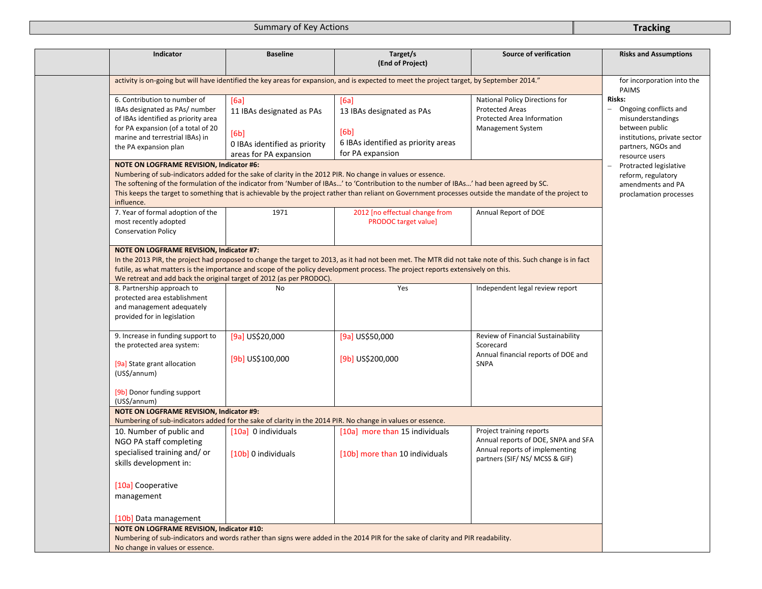| Summary of Key Actions | Tracking |
|---|---|

| | Indicator | Baseline | Target/s (End of Project) | Source of verification | Risks and Assumptions |
|---|---|---|---|---|---|
| | activity is on-going but will have identified the key areas for expansion, and is expected to meet the project target, by September 2014." | | | | for incorporation into the PAIMS<br>**Risks:**<br>– Ongoing conflicts and misunderstandings between public institutions, private sector partners, NGOs and resource users<br>– Protracted legislative reform, regulatory amendments and PA proclamation processes |
| | 6. Contribution to number of IBAs designated as PAs/ number of IBAs identified as priority area for PA expansion (of a total of 20 marine and terrestrial IBAs) in the PA expansion plan | [6a]<br>11 IBAs designated as PAs<br><br>[6b]<br>0 IBAs identified as priority areas for PA expansion | [6a]<br>13 IBAs designated as PAs<br><br>[6b]<br>6 IBAs identified as priority areas for PA expansion | National Policy Directions for Protected Areas<br>Protected Area Information Management System | |
| | **NOTE ON LOGFRAME REVISION, Indicator #6:**<br>Numbering of sub-indicators added for the sake of clarity in the 2012 PIR. No change in values or essence.<br>The softening of the formulation of the indicator from 'Number of IBAs…' to 'Contribution to the number of IBAs…' had been agreed by SC.<br>This keeps the target to something that is achievable by the project rather than reliant on Government processes outside the mandate of the project to influence. | | | | |
| | 7. Year of formal adoption of the most recently adopted Conservation Policy | 1971 | 2012 [no effectual change from PRODOC target value] | Annual Report of DOE | |
| | **NOTE ON LOGFRAME REVISION, Indicator #7:**<br>In the 2013 PIR, the project had proposed to change the target to 2013, as it had not been met. The MTR did not take note of this. Such change is in fact futile, as what matters is the importance and scope of the policy development process. The project reports extensively on this.<br>We retreat and add back the original target of 2012 (as per PRODOC). | | | | |
| | 8. Partnership approach to protected area establishment and management adequately provided for in legislation | No | Yes | Independent legal review report | |
| | 9. Increase in funding support to the protected area system:<br><br>[9a] State grant allocation (US$/annum)<br><br>[9b] Donor funding support (US$/annum) | [9a] US$20,000<br><br>[9b] US$100,000 | [9a] US$50,000<br><br>[9b] US$200,000 | Review of Financial Sustainability Scorecard<br>Annual financial reports of DOE and SNPA | |
| | **NOTE ON LOGFRAME REVISION, Indicator #9:**<br>Numbering of sub-indicators added for the sake of clarity in the 2014 PIR. No change in values or essence. | | | | |
| | 10. Number of public and NGO PA staff completing specialised training and/ or skills development in:<br><br>[10a] Cooperative management<br><br>[10b] Data management | [10a] 0 individuals<br><br>[10b] 0 individuals | [10a] more than 15 individuals<br><br>[10b] more than 10 individuals | Project training reports<br>Annual reports of DOE, SNPA and SFA<br>Annual reports of implementing partners (SIF/ NS/ MCSS & GIF) | |
| | **NOTE ON LOGFRAME REVISION, Indicator #10:**<br>Numbering of sub-indicators and words rather than signs were added in the 2014 PIR for the sake of clarity and PIR readability.<br>No change in values or essence. | | | | |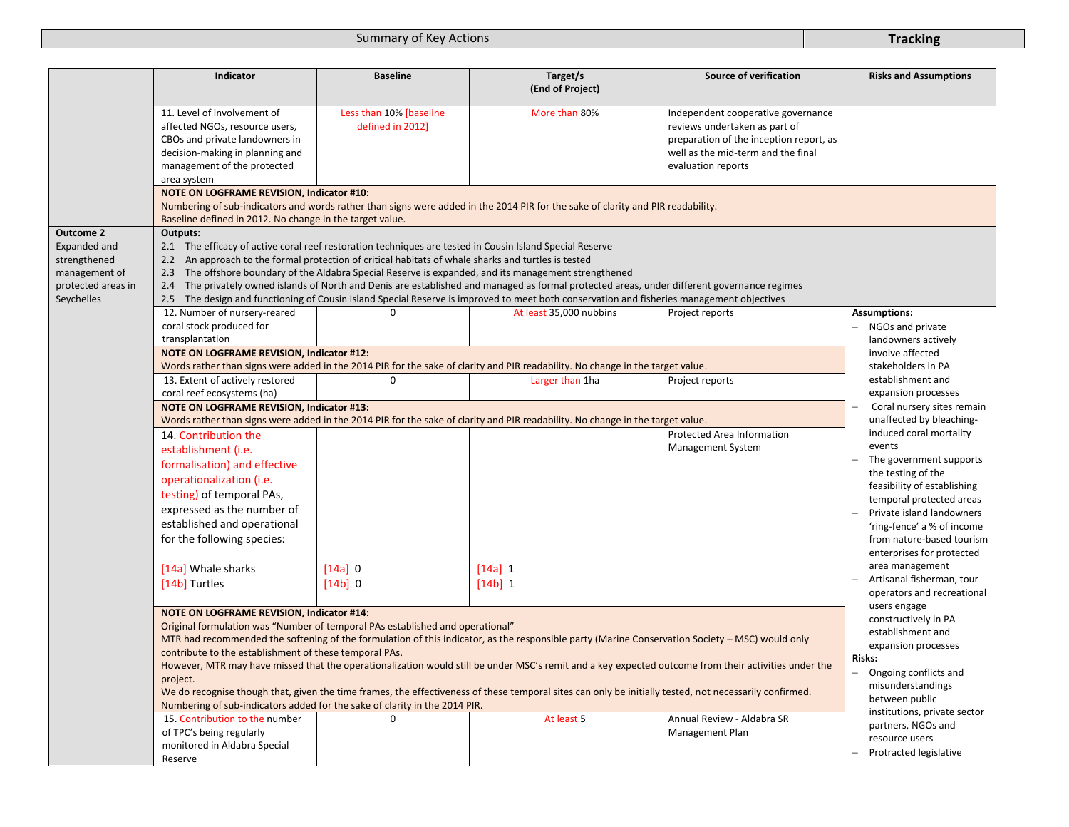| Summary of Key Actions | Tracking |
|---|---|

| | Indicator | Baseline | Target/s (End of Project) | Source of verification | Risks and Assumptions |
|---|---|---|---|---|---|
| | 11. Level of involvement of affected NGOs, resource users, CBOs and private landowners in decision-making in planning and management of the protected area system | Less than 10% [baseline defined in 2012] | More than 80% | Independent cooperative governance reviews undertaken as part of preparation of the inception report, as well as the mid-term and the final evaluation reports | |
| | **NOTE ON LOGFRAME REVISION, Indicator #10:** Numbering of sub-indicators and words rather than signs were added in the 2014 PIR for the sake of clarity and PIR readability. Baseline defined in 2012. No change in the target value. | | | | |
| **Outcome 2** Expanded and strengthened management of protected areas in Seychelles | **Outputs:** 2.1 The efficacy of active coral reef restoration techniques are tested in Cousin Island Special Reserve; 2.2 An approach to the formal protection of critical habitats of whale sharks and turtles is tested; 2.3 The offshore boundary of the Aldabra Special Reserve is expanded, and its management strengthened; 2.4 The privately owned islands of North and Denis are established and managed as formal protected areas, under different governance regimes; 2.5 The design and functioning of Cousin Island Special Reserve is improved to meet both conservation and fisheries management objectives | | | | |
| | 12. Number of nursery-reared coral stock produced for transplantation | 0 | At least 35,000 nubbins | Project reports | **Assumptions:** – NGOs and private landowners actively involve affected stakeholders in PA establishment and expansion processes – Coral nursery sites remain unaffected by bleaching-induced coral mortality events – The government supports the testing of the feasibility of establishing temporal protected areas – Private island landowners 'ring-fence' a % of income from nature-based tourism enterprises for protected area management – Artisanal fisherman, tour operators and recreational users engage constructively in PA establishment and expansion processes **Risks:** – Ongoing conflicts and misunderstandings between public institutions, private sector partners, NGOs and resource users – Protracted legislative |
| | **NOTE ON LOGFRAME REVISION, Indicator #12:** Words rather than signs were added in the 2014 PIR for the sake of clarity and PIR readability. No change in the target value. | | | | |
| | 13. Extent of actively restored coral reef ecosystems (ha) | 0 | Larger than 1ha | Project reports | |
| | **NOTE ON LOGFRAME REVISION, Indicator #13:** Words rather than signs were added in the 2014 PIR for the sake of clarity and PIR readability. No change in the target value. | | | | |
| | 14. Contribution the establishment (i.e. formalisation) and effective operationalization (i.e. testing) of temporal PAs, expressed as the number of established and operational for the following species: [14a] Whale sharks [14b] Turtles | [14a] 0 [14b] 0 | [14a] 1 [14b] 1 | Protected Area Information Management System | |
| | **NOTE ON LOGFRAME REVISION, Indicator #14:** Original formulation was "Number of temporal PAs established and operational" MTR had recommended the softening of the formulation of this indicator, as the responsible party (Marine Conservation Society – MSC) would only contribute to the establishment of these temporal PAs. However, MTR may have missed that the operationalization would still be under MSC's remit and a key expected outcome from their activities under the project. We do recognise though that, given the time frames, the effectiveness of these temporal sites can only be initially tested, not necessarily confirmed. Numbering of sub-indicators added for the sake of clarity in the 2014 PIR. | | | | |
| | 15. Contribution to the number of TPC's being regularly monitored in Aldabra Special Reserve | 0 | At least 5 | Annual Review - Aldabra SR Management Plan | |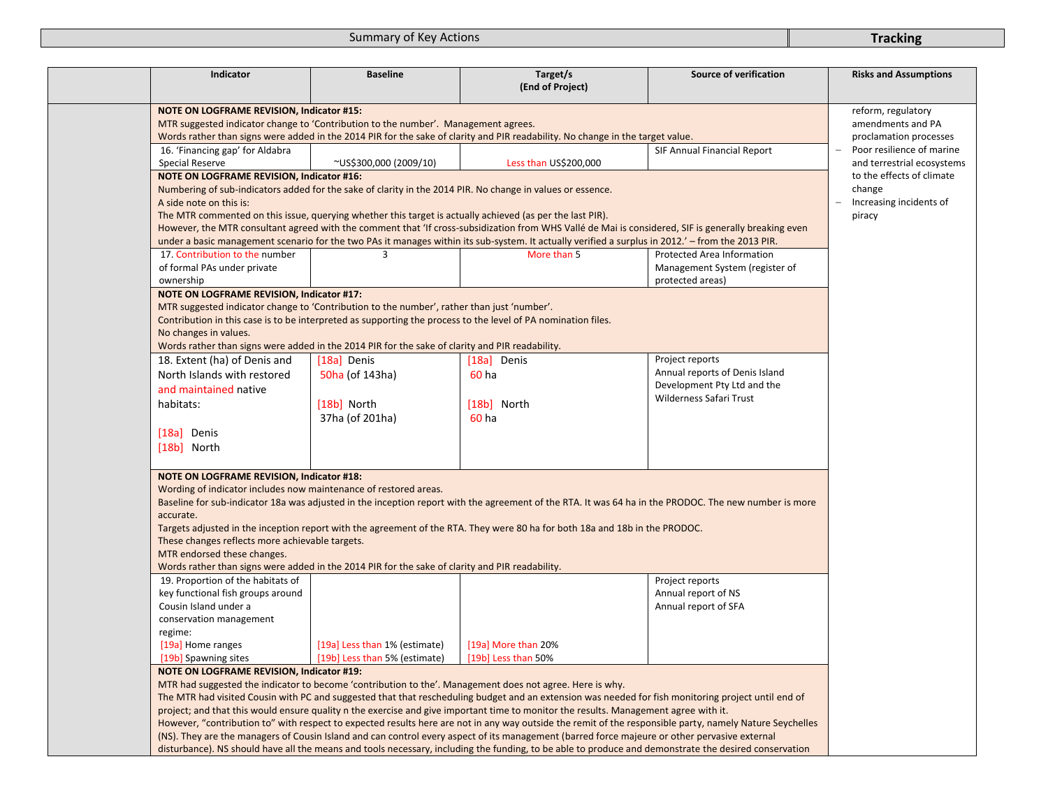| Summary of Key Actions | Tracking |
|---|---|

| | Indicator | Baseline | Target/s (End of Project) | Source of verification | Risks and Assumptions |
|---|---|---|---|---|---|
| | **NOTE ON LOGFRAME REVISION, Indicator #15:** MTR suggested indicator change to 'Contribution to the number'. Management agrees. Words rather than signs were added in the 2014 PIR for the sake of clarity and PIR readability. No change in the target value. | | | | reform, regulatory amendments and PA proclamation processes<br>– Poor resilience of marine and terrestrial ecosystems to the effects of climate change<br>– Increasing incidents of piracy |
| | 16. 'Financing gap' for Aldabra Special Reserve | ~US$300,000 (2009/10) | Less than US$200,000 | SIF Annual Financial Report | |
| | **NOTE ON LOGFRAME REVISION, Indicator #16:** Numbering of sub-indicators added for the sake of clarity in the 2014 PIR. No change in values or essence. A side note on this is: The MTR commented on this issue, querying whether this target is actually achieved (as per the last PIR). However, the MTR consultant agreed with the comment that 'If cross-subsidization from WHS Vallé de Mai is considered, SIF is generally breaking even under a basic management scenario for the two PAs it manages within its sub-system. It actually verified a surplus in 2012.' – from the 2013 PIR. | | | | |
| | 17. Contribution to the number of formal PAs under private ownership | 3 | More than 5 | Protected Area Information Management System (register of protected areas) | |
| | **NOTE ON LOGFRAME REVISION, Indicator #17:** MTR suggested indicator change to 'Contribution to the number', rather than just 'number'. Contribution in this case is to be interpreted as supporting the process to the level of PA nomination files. No changes in values. Words rather than signs were added in the 2014 PIR for the sake of clarity and PIR readability. | | | | |
| | 18. Extent (ha) of Denis and North Islands with restored and maintained native habitats:<br>[18a] Denis<br>[18b] North | [18a] Denis 50ha (of 143ha)<br>[18b] North 37ha (of 201ha) | [18a] Denis 60 ha<br>[18b] North 60 ha | Project reports<br>Annual reports of Denis Island Development Pty Ltd and the Wilderness Safari Trust | |
| | **NOTE ON LOGFRAME REVISION, Indicator #18:** Wording of indicator includes now maintenance of restored areas. Baseline for sub-indicator 18a was adjusted in the inception report with the agreement of the RTA. It was 64 ha in the PRODOC. The new number is more accurate. Targets adjusted in the inception report with the agreement of the RTA. They were 80 ha for both 18a and 18b in the PRODOC. These changes reflects more achievable targets. MTR endorsed these changes. Words rather than signs were added in the 2014 PIR for the sake of clarity and PIR readability. | | | | |
| | 19. Proportion of the habitats of key functional fish groups around Cousin Island under a conservation management regime:<br>[19a] Home ranges<br>[19b] Spawning sites | [19a] Less than 1% (estimate)<br>[19b] Less than 5% (estimate) | [19a] More than 20%<br>[19b] Less than 50% | Project reports<br>Annual report of NS<br>Annual report of SFA | |
| | **NOTE ON LOGFRAME REVISION, Indicator #19:** MTR had suggested the indicator to become 'contribution to the'. Management does not agree. Here is why. The MTR had visited Cousin with PC and suggested that that rescheduling budget and an extension was needed for fish monitoring project until end of project; and that this would ensure quality n the exercise and give important time to monitor the results. Management agree with it. However, "contribution to" with respect to expected results here are not in any way outside the remit of the responsible party, namely Nature Seychelles (NS). They are the managers of Cousin Island and can control every aspect of its management (barred force majeure or other pervasive external disturbance). NS should have all the means and tools necessary, including the funding, to be able to produce and demonstrate the desired conservation | | | | |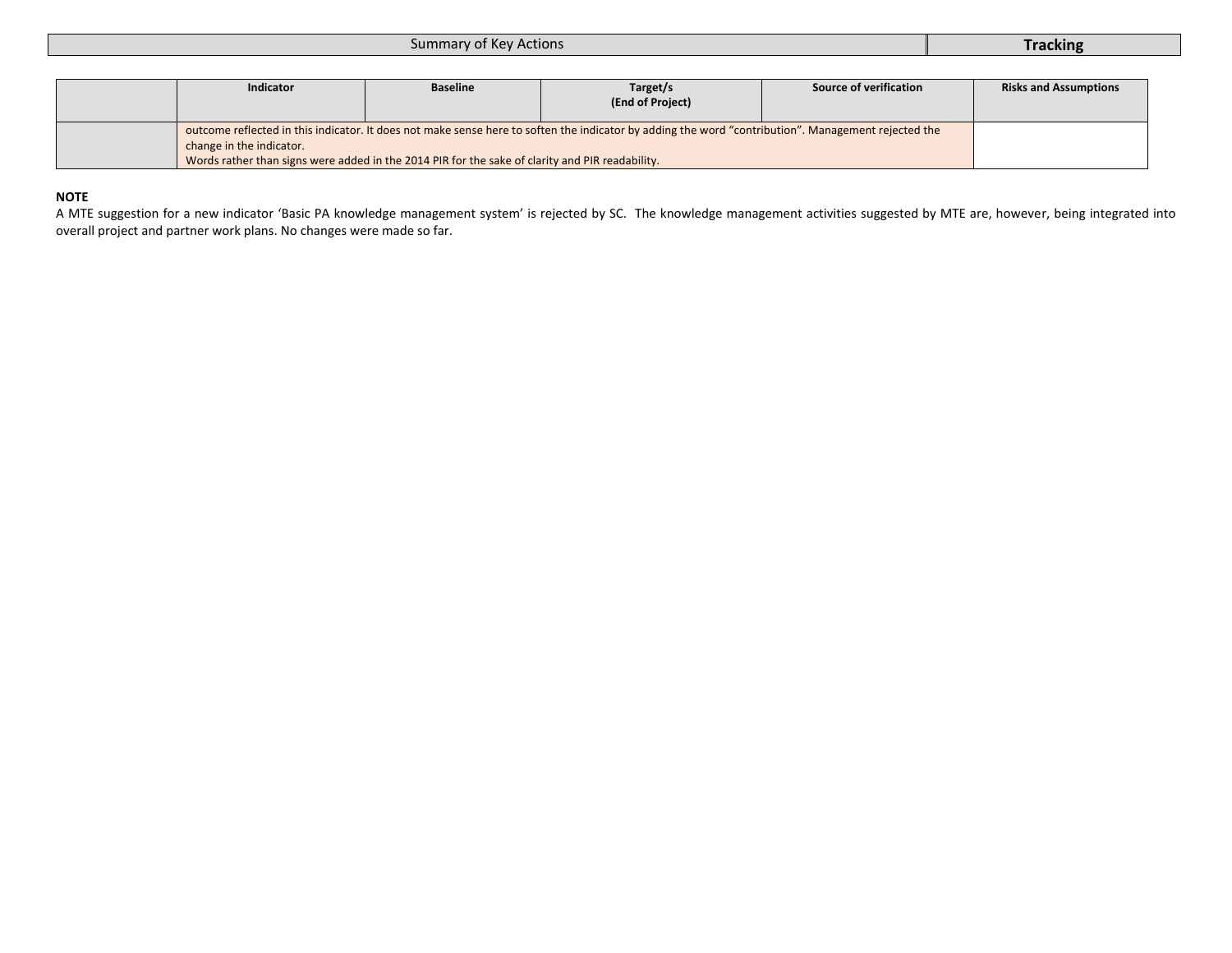| Summary of Key Actions | Tracking |
|---|---|

| | Indicator | Baseline | Target/s (End of Project) | Source of verification | Risks and Assumptions |
|---|---|---|---|---|---|
| | outcome reflected in this indicator. It does not make sense here to soften the indicator by adding the word "contribution". Management rejected the change in the indicator.<br>Words rather than signs were added in the 2014 PIR for the sake of clarity and PIR readability. | | | | |

**NOTE**

A MTE suggestion for a new indicator 'Basic PA knowledge management system' is rejected by SC. The knowledge management activities suggested by MTE are, however, being integrated into overall project and partner work plans. No changes were made so far.